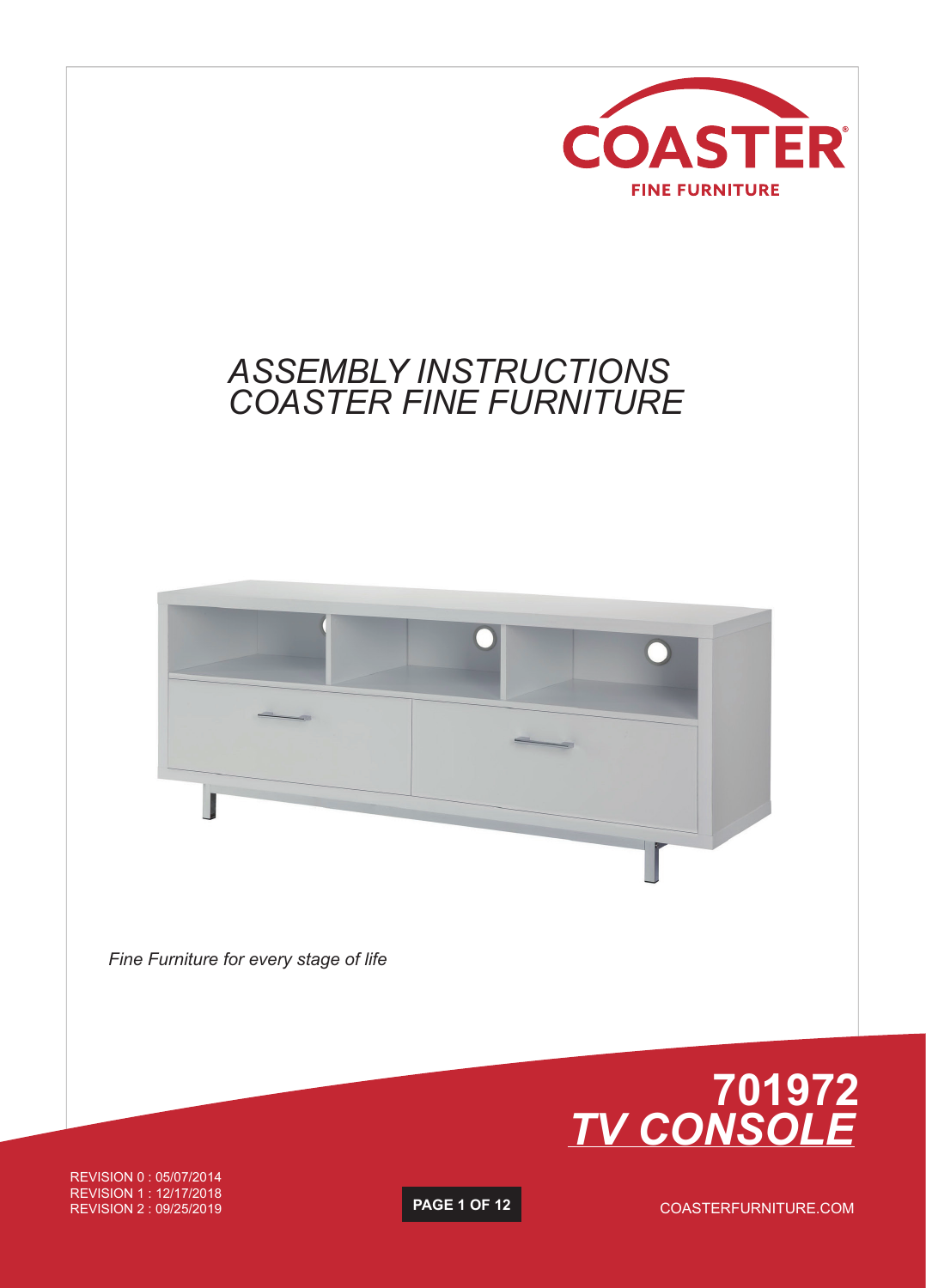COASTER

FINE FURNITURE

# ASSEMBLY INSTRUCTIONS
# COASTER FINE FURNITURE

*Fine Furniture for every stage of life*

## 701972
## *TV CONSOLE*

REVISION 0 : 05/07/2014
REVISION 1 : 12/17/2018
REVISION 2 : 09/25/2019

COASTERFURNITURE.COM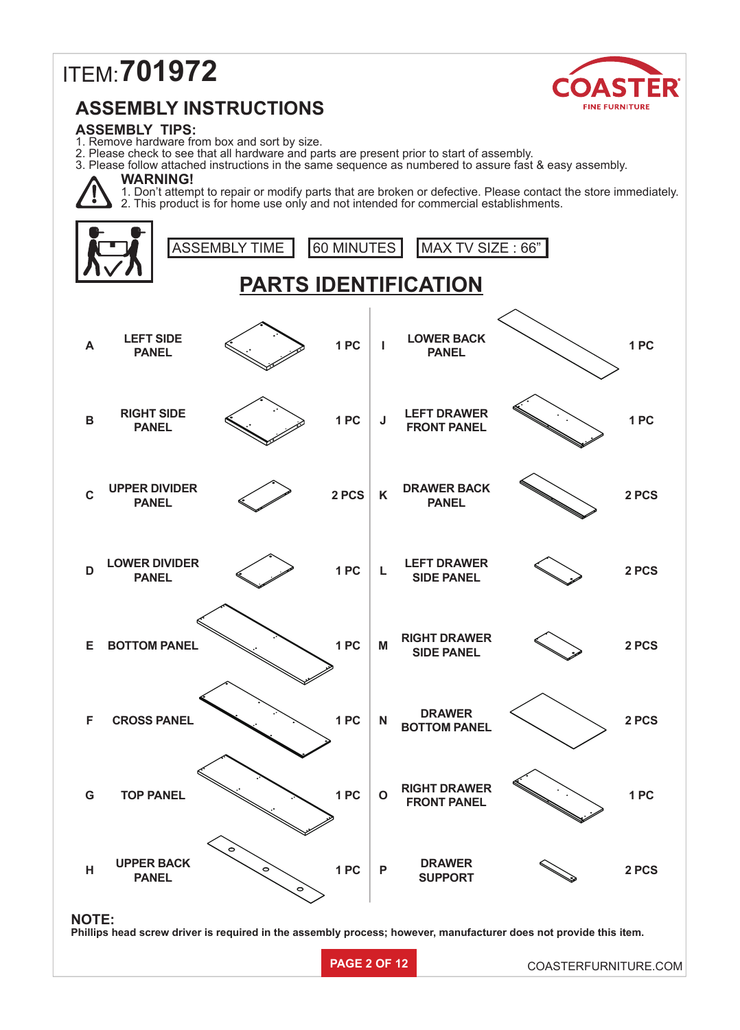ITEM: **701972**

COASTER
FINE FURNITURE

## ASSEMBLY INSTRUCTIONS

### ASSEMBLY TIPS:

1. Remove hardware from box and sort by size.
2. Please check to see that all hardware and parts are present prior to start of assembly.
3. Please follow attached instructions in the same sequence as numbered to assure fast & easy assembly.

**WARNING!**

1. Don't attempt to repair or modify parts that are broken or defective. Please contact the store immediately.
2. This product is for home use only and not intended for commercial establishments.

ASSEMBLY TIME | 60 MINUTES | MAX TV SIZE : 66"

## PARTS IDENTIFICATION

| | Part | Qty | | Part | Qty |
|---|---|---|---|---|---|
| A | LEFT SIDE PANEL | 1 PC | I | LOWER BACK PANEL | 1 PC |
| B | RIGHT SIDE PANEL | 1 PC | J | LEFT DRAWER FRONT PANEL | 1 PC |
| C | UPPER DIVIDER PANEL | 2 PCS | K | DRAWER BACK PANEL | 2 PCS |
| D | LOWER DIVIDER PANEL | 1 PC | L | LEFT DRAWER SIDE PANEL | 2 PCS |
| E | BOTTOM PANEL | 1 PC | M | RIGHT DRAWER SIDE PANEL | 2 PCS |
| F | CROSS PANEL | 1 PC | N | DRAWER BOTTOM PANEL | 2 PCS |
| G | TOP PANEL | 1 PC | O | RIGHT DRAWER FRONT PANEL | 1 PC |
| H | UPPER BACK PANEL | 1 PC | P | DRAWER SUPPORT | 2 PCS |

**NOTE:**

**Phillips head screw driver is required in the assembly process; however, manufacturer does not provide this item.**

COASTERFURNITURE.COM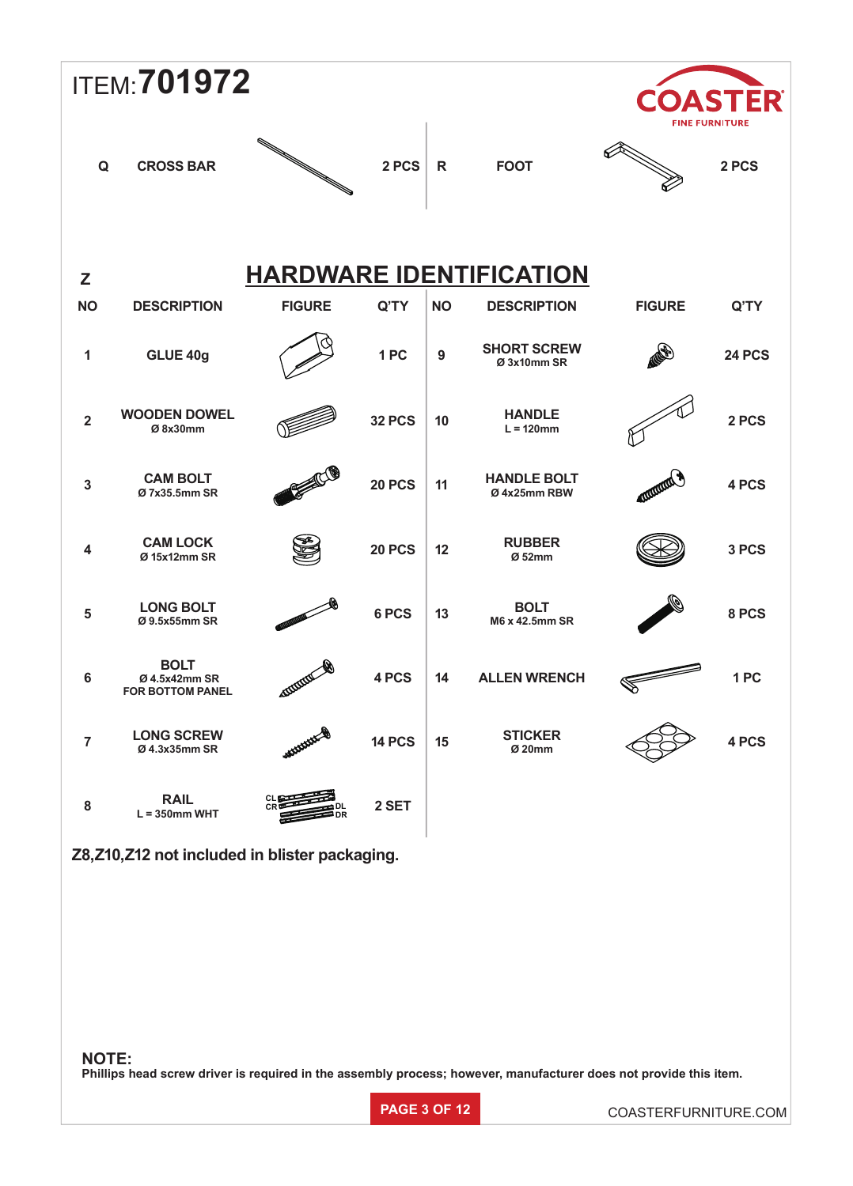ITEM: **701972**

COASTER FINE FURNITURE

| | | | |
|---|---|---|---|
| Q | CROSS BAR | | 2 PCS |
| R | FOOT | | 2 PCS |

## Z HARDWARE IDENTIFICATION

| NO | DESCRIPTION | FIGURE | Q'TY | NO | DESCRIPTION | FIGURE | Q'TY |
|---|---|---|---|---|---|---|---|
| 1 | GLUE 40g | | 1 PC | 9 | SHORT SCREW Ø 3x10mm SR | | 24 PCS |
| 2 | WOODEN DOWEL Ø 8x30mm | | 32 PCS | 10 | HANDLE L = 120mm | | 2 PCS |
| 3 | CAM BOLT Ø 7x35.5mm SR | | 20 PCS | 11 | HANDLE BOLT Ø 4x25mm RBW | | 4 PCS |
| 4 | CAM LOCK Ø 15x12mm SR | | 20 PCS | 12 | RUBBER Ø 52mm | | 3 PCS |
| 5 | LONG BOLT Ø 9.5x55mm SR | | 6 PCS | 13 | BOLT M6 x 42.5mm SR | | 8 PCS |
| 6 | BOLT Ø 4.5x42mm SR FOR BOTTOM PANEL | | 4 PCS | 14 | ALLEN WRENCH | | 1 PC |
| 7 | LONG SCREW Ø 4.3x35mm SR | | 14 PCS | 15 | STICKER Ø 20mm | | 4 PCS |
| 8 | RAIL L = 350mm WHT | CL CR DL DR | 2 SET | | | | |

**Z8,Z10,Z12 not included in blister packaging.**

**NOTE:**
**Phillips head screw driver is required in the assembly process; however, manufacturer does not provide this item.**

COASTERFURNITURE.COM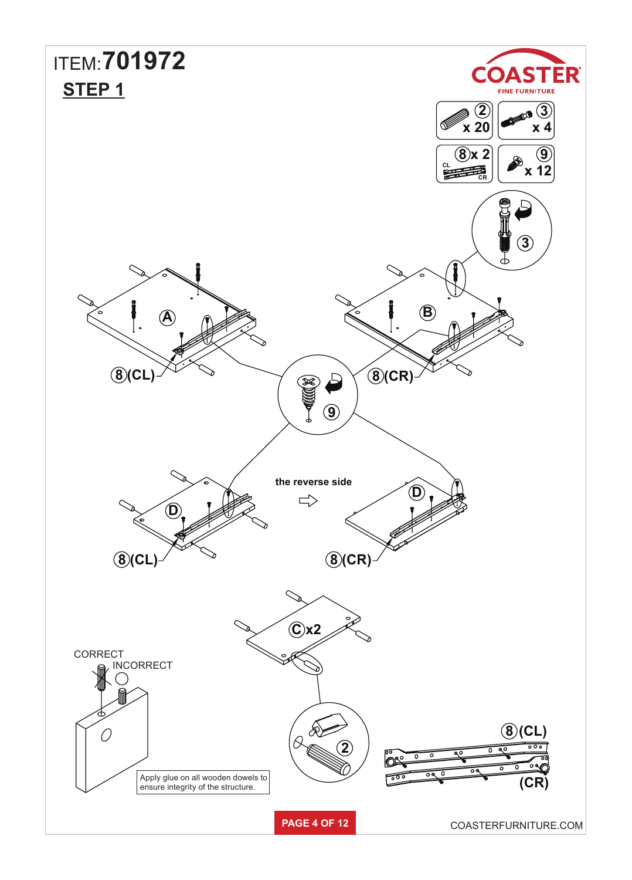ITEM: **701972**

## STEP 1

COASTER
FINE FURNITURE

| Part | Qty |
| --- | --- |
| ② | x 20 |
| ③ | x 4 |
| ⑧ (CL / CR) | x 2 |
| ⑨ | x 12 |

③

Ⓐ

⑧(CL)

Ⓑ

⑧(CR)

⑨

Ⓓ

⑧(CL)

the reverse side

Ⓓ

⑧(CR)

Ⓒx2

CORRECT

INCORRECT

Apply glue on all wooden dowels to ensure integrity of the structure.

②

⑧(CL)

(CR)

COASTERFURNITURE.COM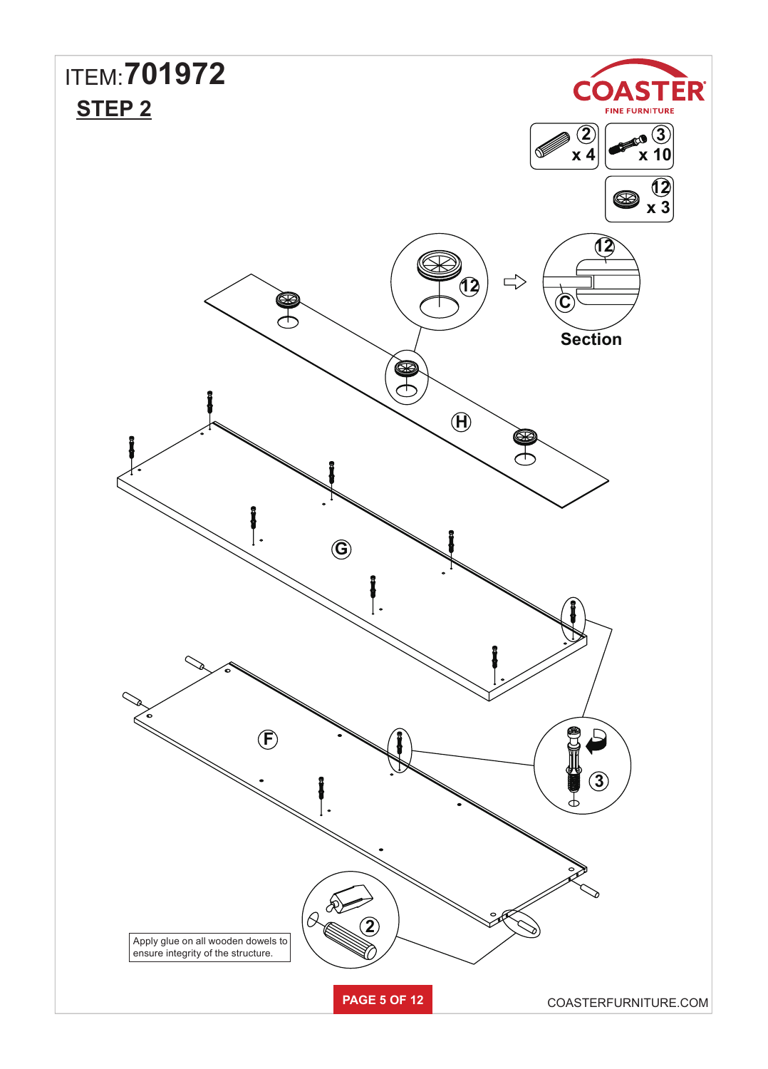ITEM: **701972**

## STEP 2

COASTER FINE FURNITURE

② x 4

③ x 10

⑫ x 3

⑫

⑫

Ⓒ

Section

Ⓗ

Ⓖ

Ⓕ

③

②

Apply glue on all wooden dowels to ensure integrity of the structure.

COASTERFURNITURE.COM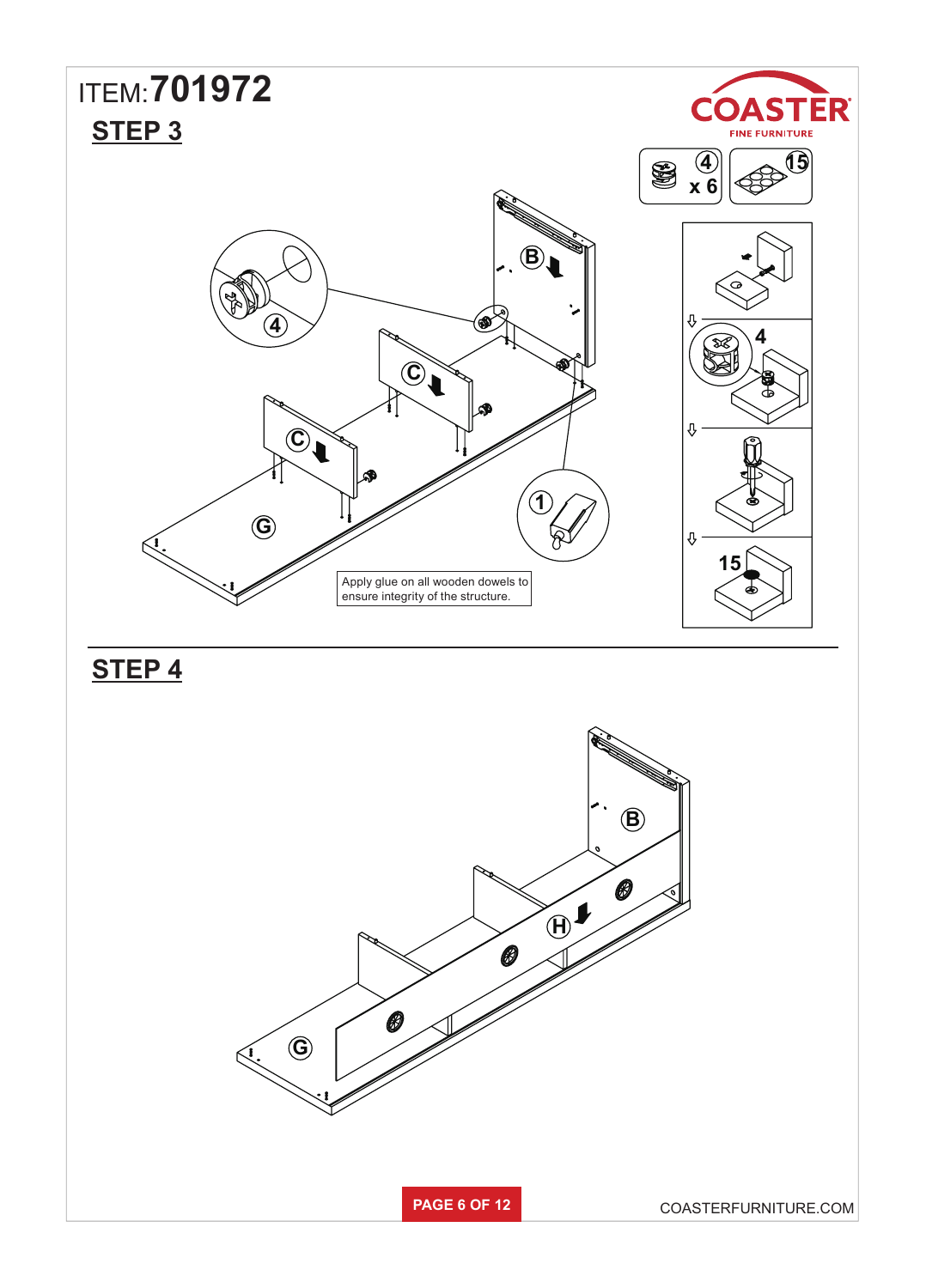ITEM: **701972**

## STEP 3

4 x 6

15

4

15

Apply glue on all wooden dowels to ensure integrity of the structure.

## STEP 4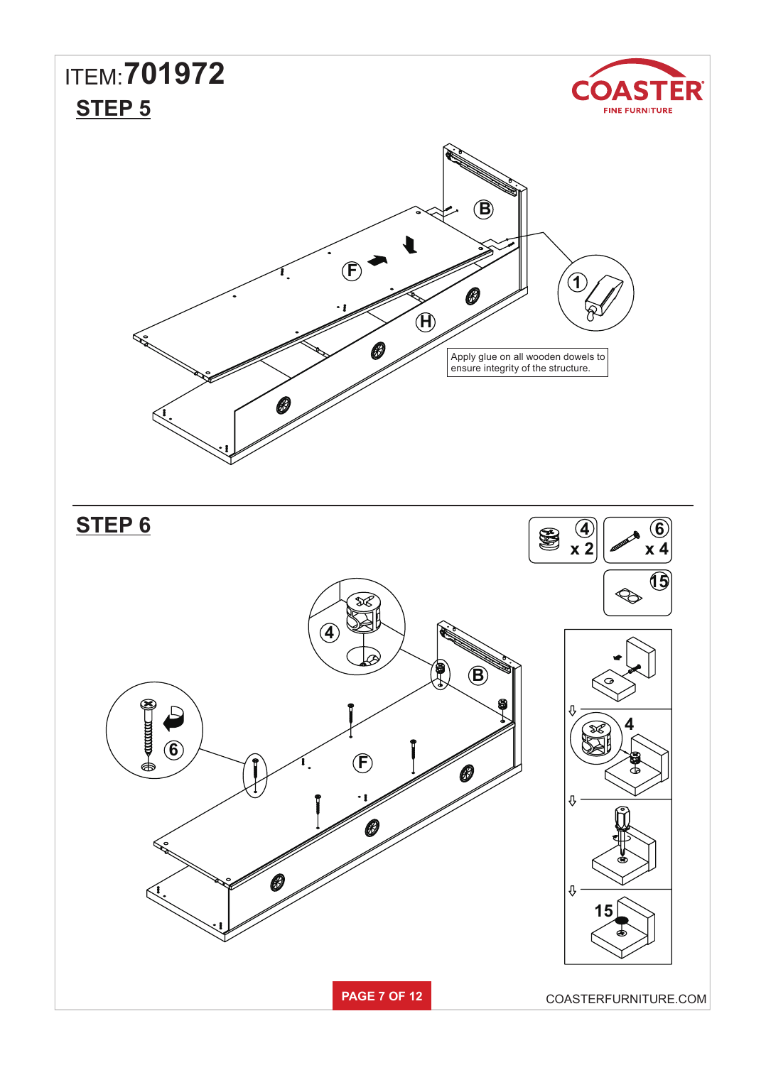ITEM:**701972**

## STEP 5

Apply glue on all wooden dowels to ensure integrity of the structure.

## STEP 6

4 x 2

6 x 4

15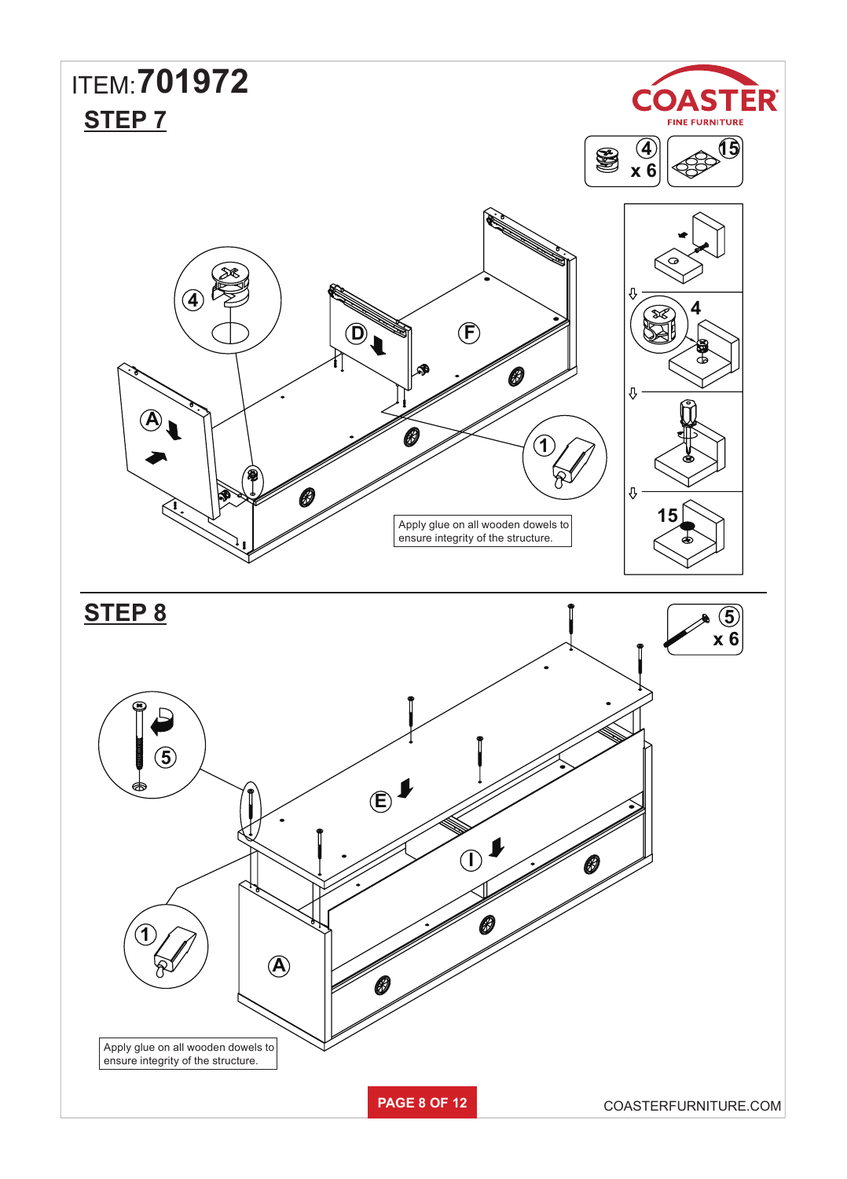ITEM: **701972**

## STEP 7

4 x 6

15

Apply glue on all wooden dowels to ensure integrity of the structure.

## STEP 8

5 x 6

Apply glue on all wooden dowels to ensure integrity of the structure.

COASTERFURNITURE.COM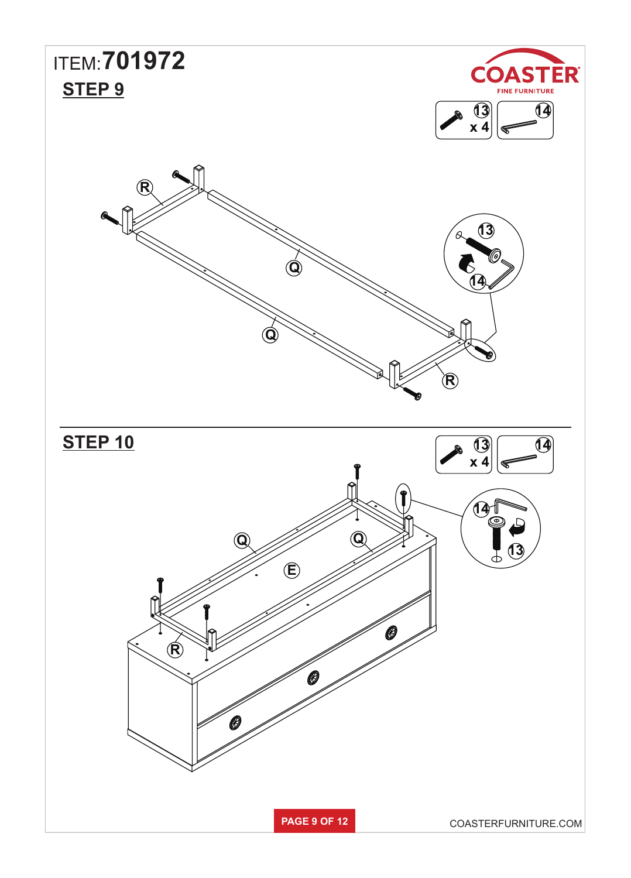ITEM:**701972**

## STEP 9

13 x 4

14

R

Q

Q

R

13

14

## STEP 10

13 x 4

14

Q

Q

E

R

14

13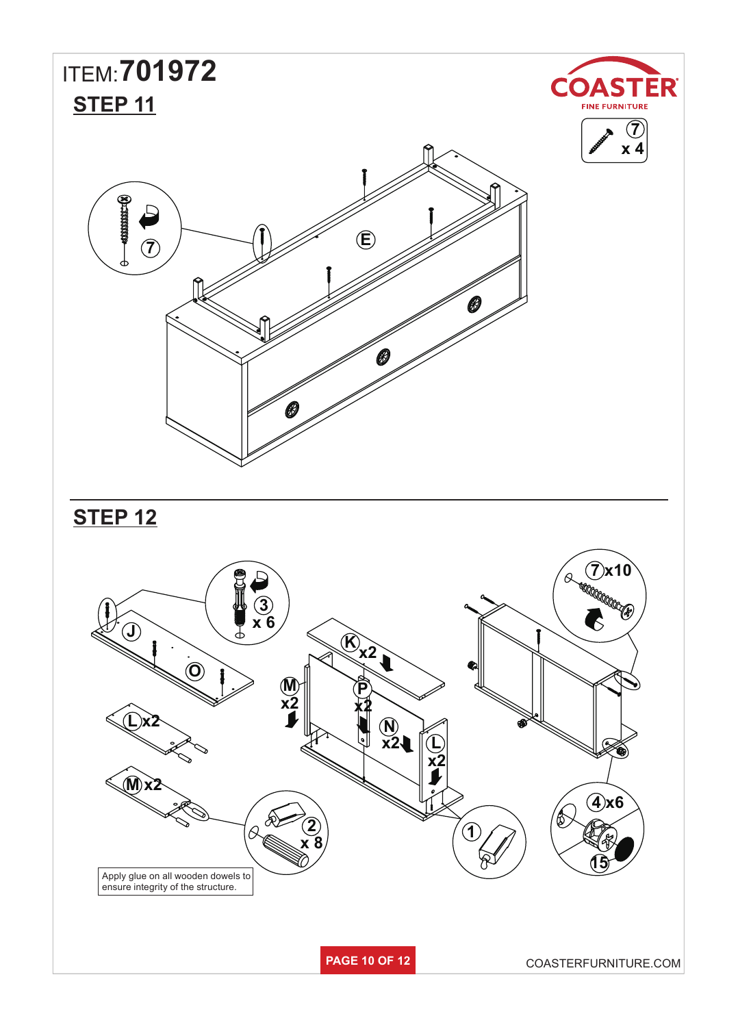ITEM: **701972**

## STEP 11

⑦ x 4

## STEP 12

⑦x10

③ x 6

Ⓚx2

Ⓜx2

Ⓟx2

Ⓝx2

Ⓛx2

Ⓛx2

Ⓜx2

② x 8

④x6

⑮

Apply glue on all wooden dowels to ensure integrity of the structure.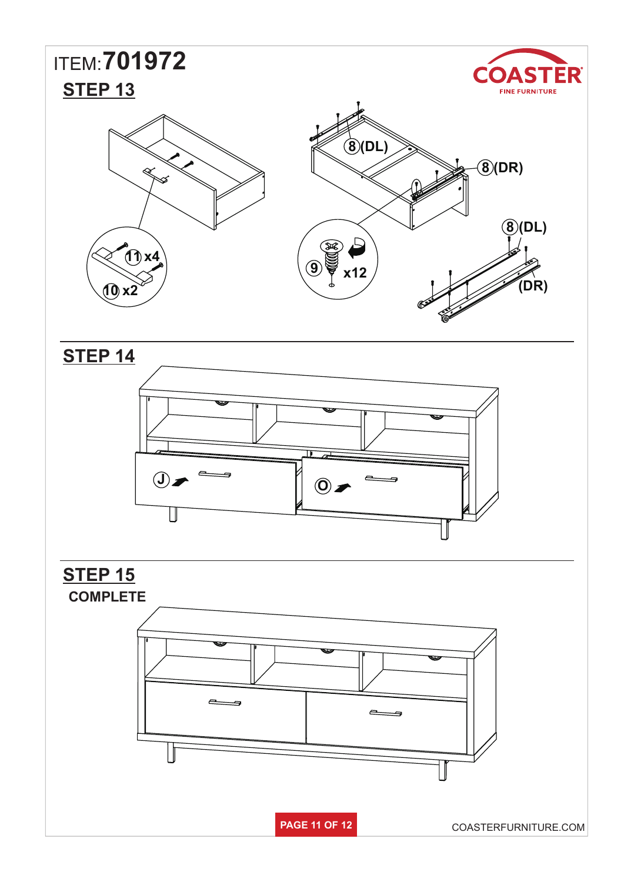ITEM: **701972**

COASTER FINE FURNITURE

## STEP 13

11 x4

10 x2

8 (DL)

8 (DR)

9 x12

8 (DL)

(DR)

## STEP 14

J

O

## STEP 15

COMPLETE

COASTERFURNITURE.COM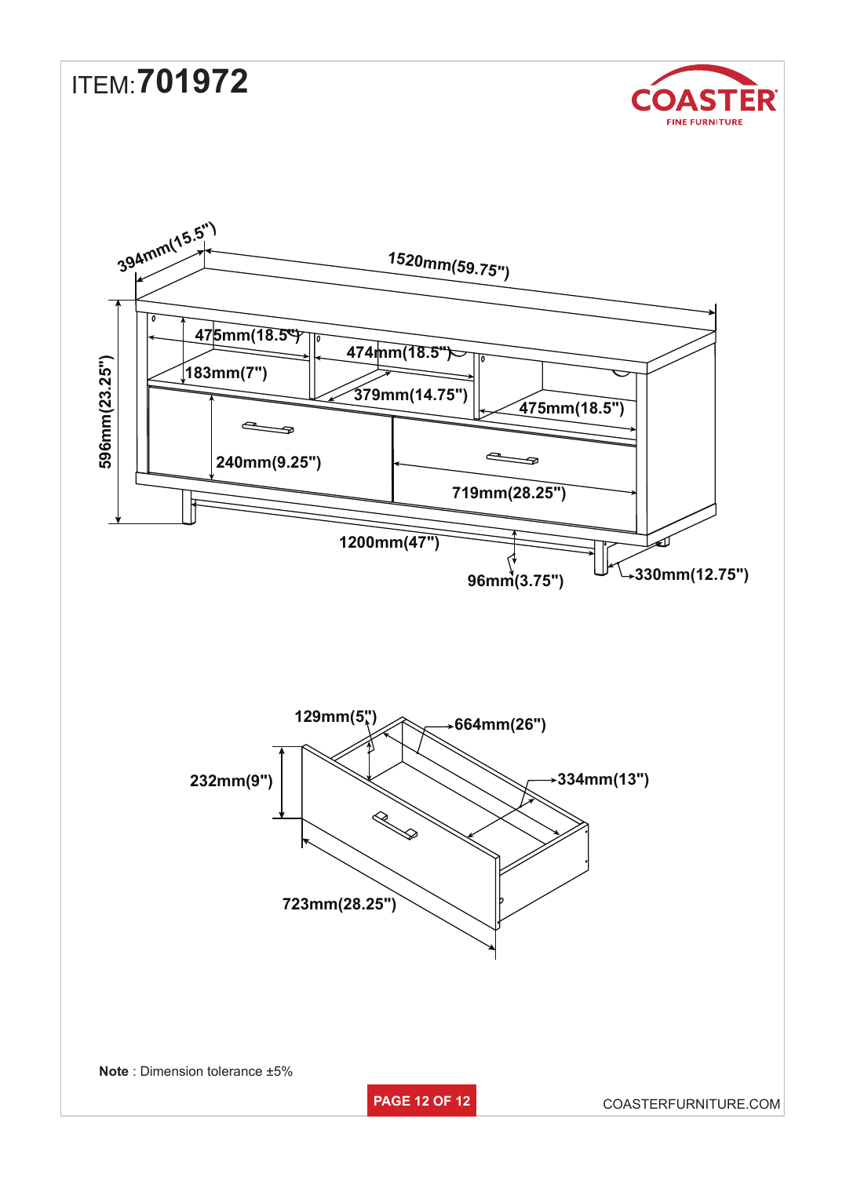# ITEM:701972

COASTER
FINE FURNITURE

394mm(15.5")
1520mm(59.75")
596mm(23.25")
475mm(18.5")
183mm(7")
474mm(18.5")
379mm(14.75")
475mm(18.5")
240mm(9.25")
719mm(28.25")
1200mm(47")
96mm(3.75")
330mm(12.75")

129mm(5")
664mm(26")
232mm(9")
334mm(13")
723mm(28.25")

**Note** : Dimension tolerance ±5%

COASTERFURNITURE.COM